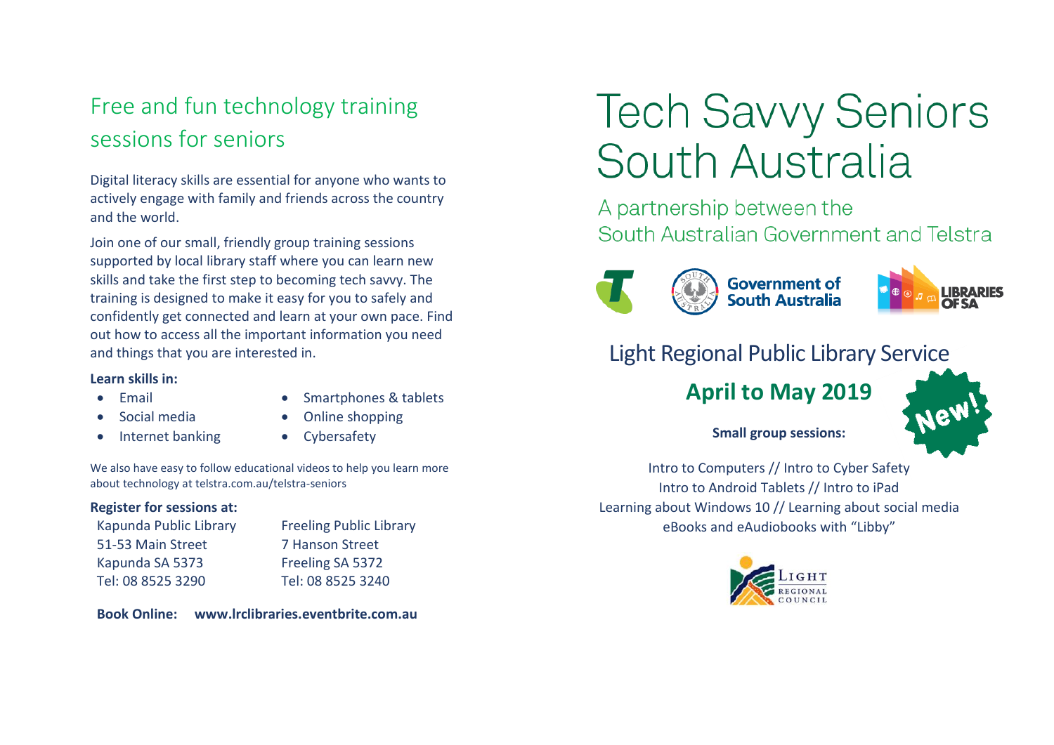## Free and fun technology training sessions for seniors

Digital literacy skills are essential for anyone who wants to actively engage with family and friends across the country and the world.

Join one of our small, friendly group training sessions supported by local library staff where you can learn new skills and take the first step to becoming tech savvy. The training is designed to make it easy for you to safely and confidently get connected and learn at your own pace. Find out how to access all the important information you need and things that you are interested in.

**Learn skills in:**

- Email
- Social media
- Internet banking
- Smartphones & tablets
- Online shopping
- Cybersafety

We also have easy to follow educational videos to help you learn more about technology at telstra.com.au/telstra-seniors

**Register for sessions at:**

Kapunda Public Library
51-53 Main Street
Kapunda SA 5373
Tel: 08 8525 3290

Freeling Public Library
7 Hanson Street
Freeling SA 5372
Tel: 08 8525 3240

**Book Online:** **www.lrclibraries.eventbrite.com.au**

# Tech Savvy Seniors South Australia

A partnership between the South Australian Government and Telstra

Government of South Australia

LIBRARIES OF SA

## Light Regional Public Library Service

## April to May 2019

New!

**Small group sessions:**

Intro to Computers // Intro to Cyber Safety
Intro to Android Tablets // Intro to iPad
Learning about Windows 10 // Learning about social media
eBooks and eAudiobooks with "Libby"

Light Regional Council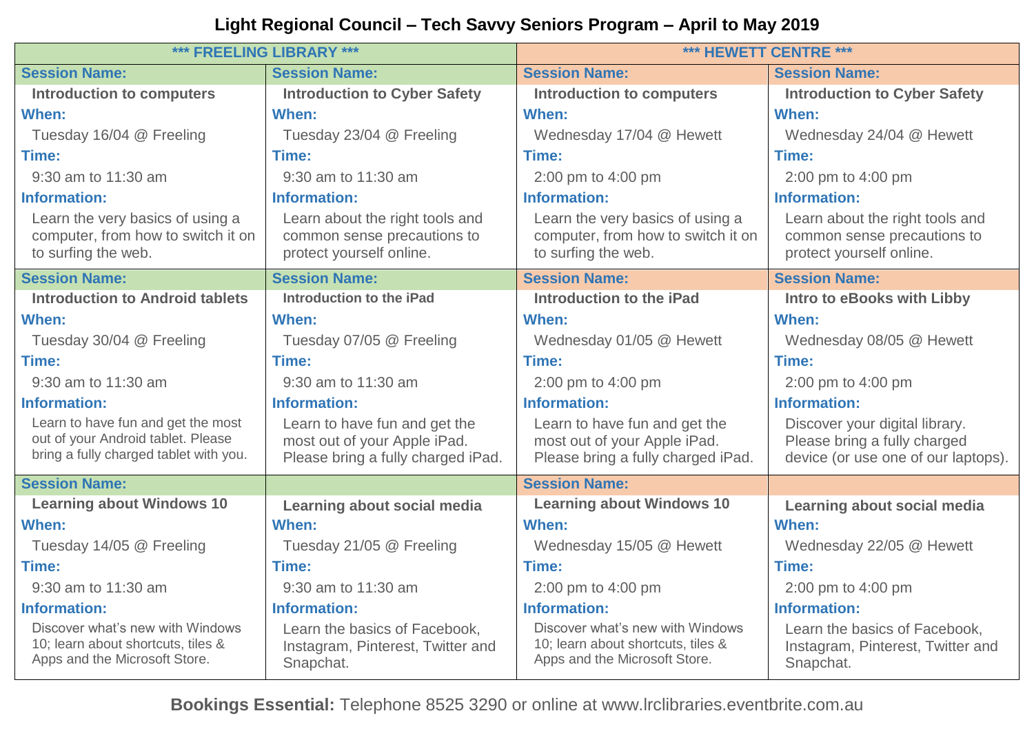# Light Regional Council – Tech Savvy Seniors Program – April to May 2019

| *** FREELING LIBRARY *** | | *** HEWETT CENTRE *** | |
|---|---|---|---|
| **Session Name:** Introduction to computers **When:** Tuesday 16/04 @ Freeling **Time:** 9:30 am to 11:30 am **Information:** Learn the very basics of using a computer, from how to switch it on to surfing the web. | **Session Name:** Introduction to Cyber Safety **When:** Tuesday 23/04 @ Freeling **Time:** 9:30 am to 11:30 am **Information:** Learn about the right tools and common sense precautions to protect yourself online. | **Session Name:** Introduction to computers **When:** Wednesday 17/04 @ Hewett **Time:** 2:00 pm to 4:00 pm **Information:** Learn the very basics of using a computer, from how to switch it on to surfing the web. | **Session Name:** Introduction to Cyber Safety **When:** Wednesday 24/04 @ Hewett **Time:** 2:00 pm to 4:00 pm **Information:** Learn about the right tools and common sense precautions to protect yourself online. |
| **Session Name:** Introduction to Android tablets **When:** Tuesday 30/04 @ Freeling **Time:** 9:30 am to 11:30 am **Information:** Learn to have fun and get the most out of your Android tablet. Please bring a fully charged tablet with you. | **Session Name:** Introduction to the iPad **When:** Tuesday 07/05 @ Freeling **Time:** 9:30 am to 11:30 am **Information:** Learn to have fun and get the most out of your Apple iPad. Please bring a fully charged iPad. | **Session Name:** Introduction to the iPad **When:** Wednesday 01/05 @ Hewett **Time:** 2:00 pm to 4:00 pm **Information:** Learn to have fun and get the most out of your Apple iPad. Please bring a fully charged iPad. | **Session Name:** Intro to eBooks with Libby **When:** Wednesday 08/05 @ Hewett **Time:** 2:00 pm to 4:00 pm **Information:** Discover your digital library. Please bring a fully charged device (or use one of our laptops). |
| **Session Name:** Learning about Windows 10 **When:** Tuesday 14/05 @ Freeling **Time:** 9:30 am to 11:30 am **Information:** Discover what's new with Windows 10; learn about shortcuts, tiles & Apps and the Microsoft Store. | Learning about social media **When:** Tuesday 21/05 @ Freeling **Time:** 9:30 am to 11:30 am **Information:** Learn the basics of Facebook, Instagram, Pinterest, Twitter and Snapchat. | **Session Name:** Learning about Windows 10 **When:** Wednesday 15/05 @ Hewett **Time:** 2:00 pm to 4:00 pm **Information:** Discover what's new with Windows 10; learn about shortcuts, tiles & Apps and the Microsoft Store. | Learning about social media **When:** Wednesday 22/05 @ Hewett **Time:** 2:00 pm to 4:00 pm **Information:** Learn the basics of Facebook, Instagram, Pinterest, Twitter and Snapchat. |

**Bookings Essential:** Telephone 8525 3290 or online at www.lrclibraries.eventbrite.com.au